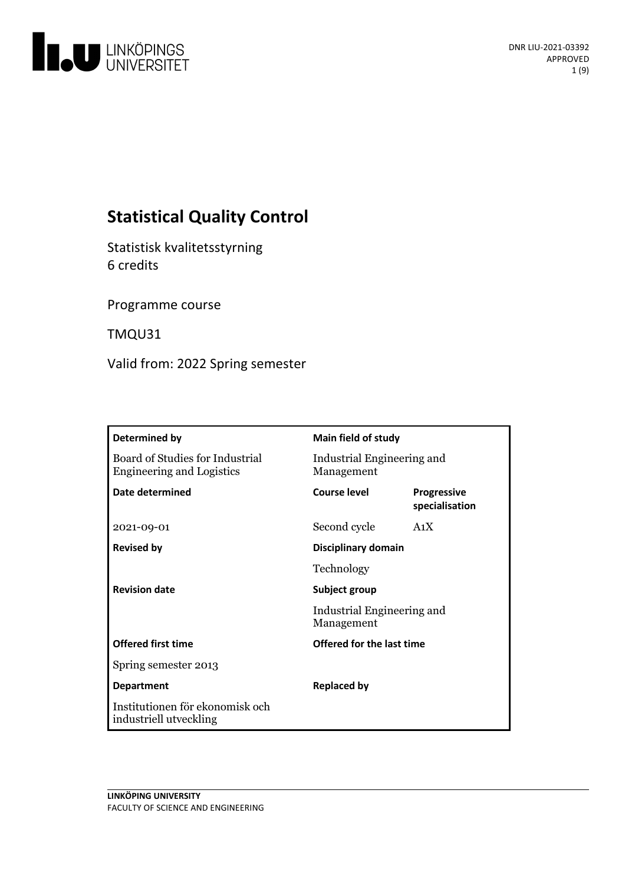DNR LIU-2021-03392
APPROVED

# Statistical Quality Control

Statistisk kvalitetsstyrning
6 credits

Programme course

TMQU31

Valid from: 2022 Spring semester

| **Determined by** | **Main field of study** | |
|---|---|---|
| Board of Studies for Industrial Engineering and Logistics | Industrial Engineering and Management | |
| **Date determined** | **Course level** | **Progressive specialisation** |
| 2021-09-01 | Second cycle | A1X |
| **Revised by** | **Disciplinary domain** | |
| | Technology | |
| **Revision date** | **Subject group** | |
| | Industrial Engineering and Management | |
| **Offered first time** | **Offered for the last time** | |
| Spring semester 2013 | | |
| **Department** | **Replaced by** | |
| Institutionen för ekonomisk och industriell utveckling | | |

LINKÖPING UNIVERSITY
FACULTY OF SCIENCE AND ENGINEERING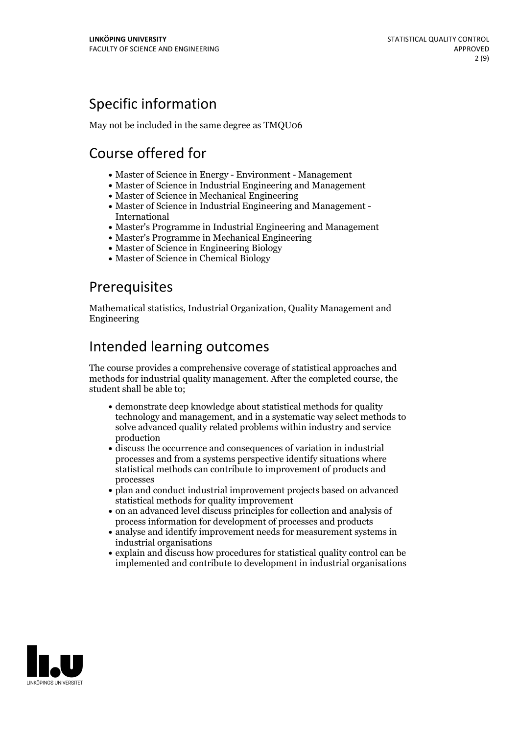## Specific information

May not be included in the same degree as TMQU06

## Course offered for

- Master of Science in Energy - Environment - Management
- Master of Science in Industrial Engineering and Management
- Master of Science in Mechanical Engineering
- Master of Science in Industrial Engineering and Management - International
- Master's Programme in Industrial Engineering and Management
- Master's Programme in Mechanical Engineering
- Master of Science in Engineering Biology
- Master of Science in Chemical Biology

## Prerequisites

Mathematical statistics, Industrial Organization, Quality Management and Engineering

## Intended learning outcomes

The course provides a comprehensive coverage of statistical approaches and methods for industrial quality management. After the completed course, the student shall be able to;

- demonstrate deep knowledge about statistical methods for quality technology and management, and in a systematic way select methods to solve advanced quality related problems within industry and service production
- discuss the occurrence and consequences of variation in industrial processes and from a systems perspective identify situations where statistical methods can contribute to improvement of products and processes
- plan and conduct industrial improvement projects based on advanced statistical methods for quality improvement
- on an advanced level discuss principles for collection and analysis of process information for development of processes and products
- analyse and identify improvement needs for measurement systems in industrial organisations
- explain and discuss how procedures for statistical quality control can be implemented and contribute to development in industrial organisations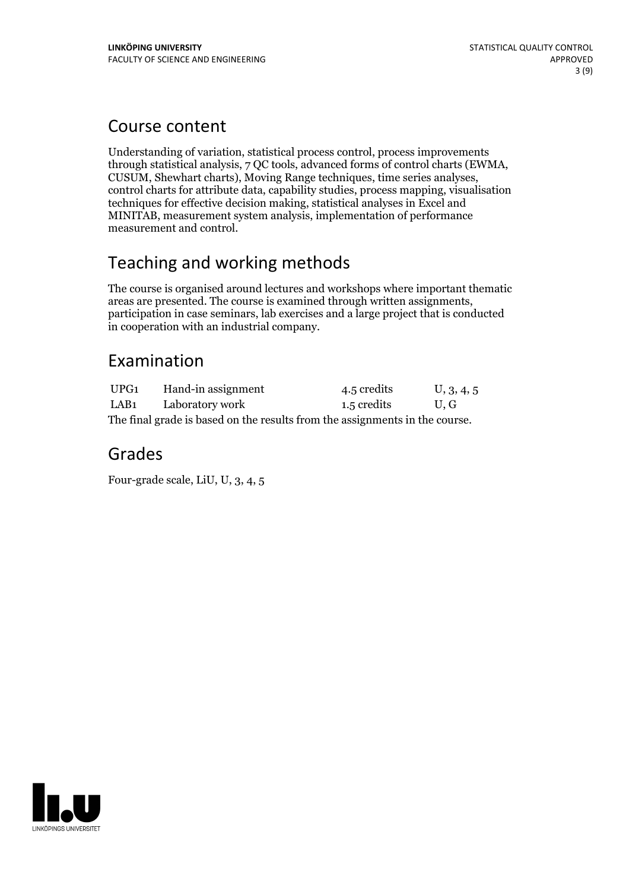## Course content

Understanding of variation, statistical process control, process improvements through statistical analysis, 7 QC tools, advanced forms of control charts (EWMA, CUSUM, Shewhart charts), Moving Range techniques, time series analyses, control charts for attribute data, capability studies, process mapping, visualisation techniques for effective decision making, statistical analyses in Excel and MINITAB, measurement system analysis, implementation of performance measurement and control.

## Teaching and working methods

The course is organised around lectures and workshops where important thematic areas are presented. The course is examined through written assignments, participation in case seminars, lab exercises and a large project that is conducted in cooperation with an industrial company.

## Examination

| | | | |
|---|---|---|---|
| UPG1 | Hand-in assignment | 4.5 credits | U, 3, 4, 5 |
| LAB1 | Laboratory work | 1.5 credits | U, G |

The final grade is based on the results from the assignments in the course.

## Grades

Four-grade scale, LiU, U, 3, 4, 5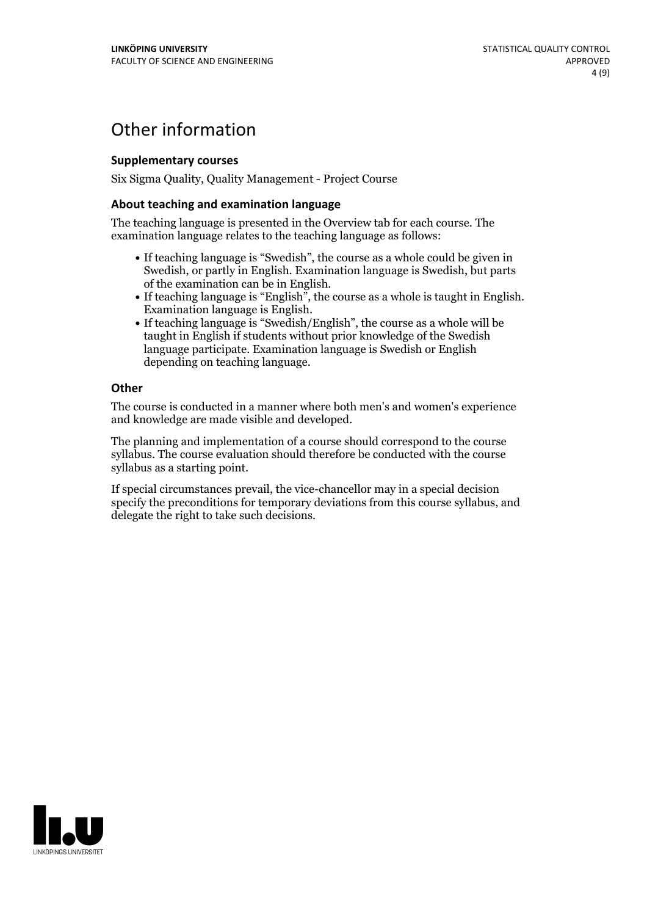# Other information

### Supplementary courses

Six Sigma Quality, Quality Management - Project Course

### About teaching and examination language

The teaching language is presented in the Overview tab for each course. The examination language relates to the teaching language as follows:

- If teaching language is "Swedish", the course as a whole could be given in Swedish, or partly in English. Examination language is Swedish, but parts of the examination can be in English.
- If teaching language is "English", the course as a whole is taught in English. Examination language is English.
- If teaching language is "Swedish/English", the course as a whole will be taught in English if students without prior knowledge of the Swedish language participate. Examination language is Swedish or English depending on teaching language.

### Other

The course is conducted in a manner where both men's and women's experience and knowledge are made visible and developed.

The planning and implementation of a course should correspond to the course syllabus. The course evaluation should therefore be conducted with the course syllabus as a starting point.

If special circumstances prevail, the vice-chancellor may in a special decision specify the preconditions for temporary deviations from this course syllabus, and delegate the right to take such decisions.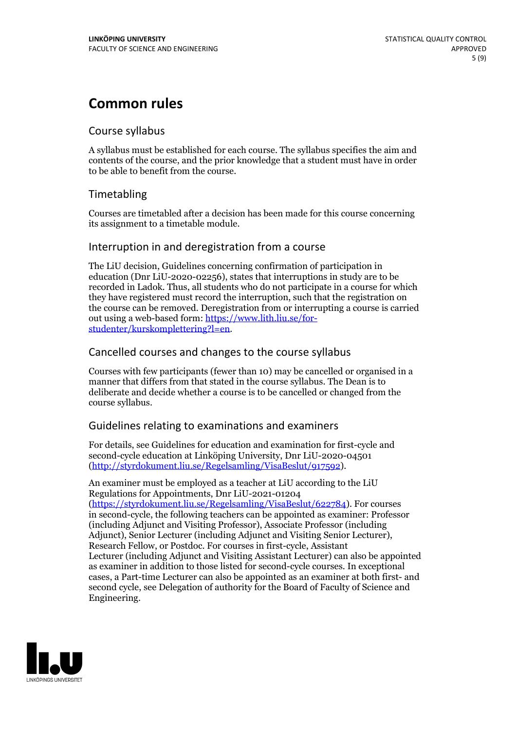# Common rules

## Course syllabus

A syllabus must be established for each course. The syllabus specifies the aim and contents of the course, and the prior knowledge that a student must have in order to be able to benefit from the course.

## Timetabling

Courses are timetabled after a decision has been made for this course concerning its assignment to a timetable module.

## Interruption in and deregistration from a course

The LiU decision, Guidelines concerning confirmation of participation in education (Dnr LiU-2020-02256), states that interruptions in study are to be recorded in Ladok. Thus, all students who do not participate in a course for which they have registered must record the interruption, such that the registration on the course can be removed. Deregistration from or interrupting a course is carried out using a web-based form: https://www.lith.liu.se/for-studenter/kurskomplettering?l=en.

## Cancelled courses and changes to the course syllabus

Courses with few participants (fewer than 10) may be cancelled or organised in a manner that differs from that stated in the course syllabus. The Dean is to deliberate and decide whether a course is to be cancelled or changed from the course syllabus.

## Guidelines relating to examinations and examiners

For details, see Guidelines for education and examination for first-cycle and second-cycle education at Linköping University, Dnr LiU-2020-04501 (http://styrdokument.liu.se/Regelsamling/VisaBeslut/917592).

An examiner must be employed as a teacher at LiU according to the LiU Regulations for Appointments, Dnr LiU-2021-01204 (https://styrdokument.liu.se/Regelsamling/VisaBeslut/622784). For courses in second-cycle, the following teachers can be appointed as examiner: Professor (including Adjunct and Visiting Professor), Associate Professor (including Adjunct), Senior Lecturer (including Adjunct and Visiting Senior Lecturer), Research Fellow, or Postdoc. For courses in first-cycle, Assistant Lecturer (including Adjunct and Visiting Assistant Lecturer) can also be appointed as examiner in addition to those listed for second-cycle courses. In exceptional cases, a Part-time Lecturer can also be appointed as an examiner at both first- and second cycle, see Delegation of authority for the Board of Faculty of Science and Engineering.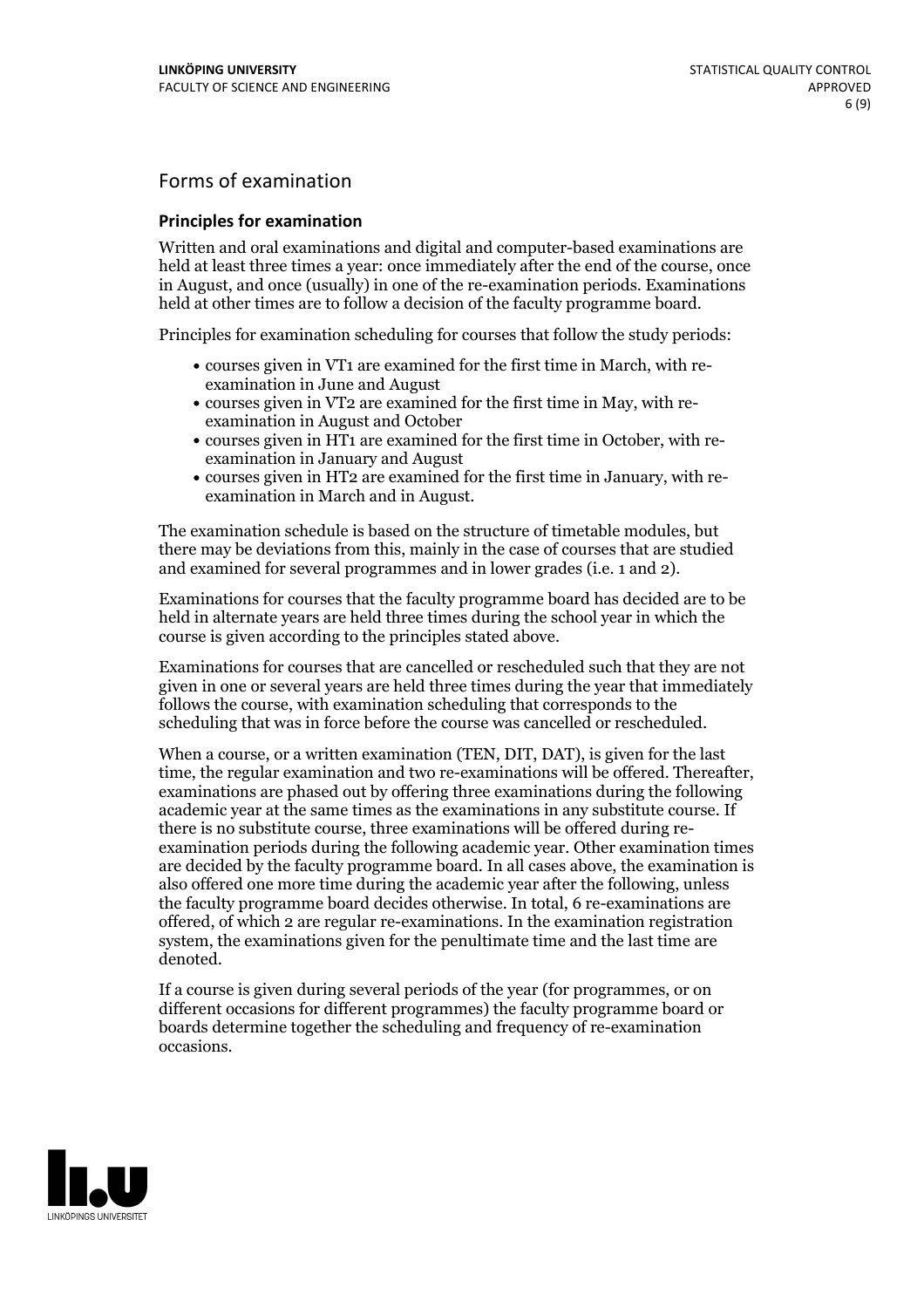## Forms of examination

### Principles for examination

Written and oral examinations and digital and computer-based examinations are held at least three times a year: once immediately after the end of the course, once in August, and once (usually) in one of the re-examination periods. Examinations held at other times are to follow a decision of the faculty programme board.

Principles for examination scheduling for courses that follow the study periods:

- courses given in VT1 are examined for the first time in March, with re-examination in June and August
- courses given in VT2 are examined for the first time in May, with re-examination in August and October
- courses given in HT1 are examined for the first time in October, with re-examination in January and August
- courses given in HT2 are examined for the first time in January, with re-examination in March and in August.

The examination schedule is based on the structure of timetable modules, but there may be deviations from this, mainly in the case of courses that are studied and examined for several programmes and in lower grades (i.e. 1 and 2).

Examinations for courses that the faculty programme board has decided are to be held in alternate years are held three times during the school year in which the course is given according to the principles stated above.

Examinations for courses that are cancelled or rescheduled such that they are not given in one or several years are held three times during the year that immediately follows the course, with examination scheduling that corresponds to the scheduling that was in force before the course was cancelled or rescheduled.

When a course, or a written examination (TEN, DIT, DAT), is given for the last time, the regular examination and two re-examinations will be offered. Thereafter, examinations are phased out by offering three examinations during the following academic year at the same times as the examinations in any substitute course. If there is no substitute course, three examinations will be offered during re-examination periods during the following academic year. Other examination times are decided by the faculty programme board. In all cases above, the examination is also offered one more time during the academic year after the following, unless the faculty programme board decides otherwise. In total, 6 re-examinations are offered, of which 2 are regular re-examinations. In the examination registration system, the examinations given for the penultimate time and the last time are denoted.

If a course is given during several periods of the year (for programmes, or on different occasions for different programmes) the faculty programme board or boards determine together the scheduling and frequency of re-examination occasions.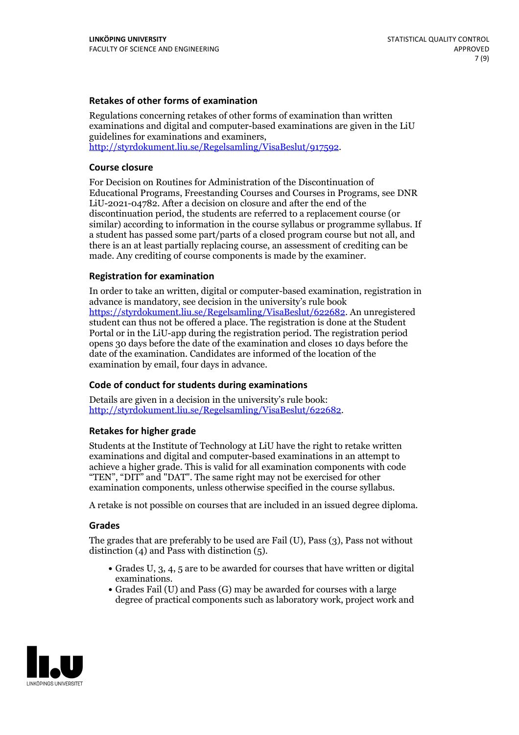### Retakes of other forms of examination

Regulations concerning retakes of other forms of examination than written examinations and digital and computer-based examinations are given in the LiU guidelines for examinations and examiners, http://styrdokument.liu.se/Regelsamling/VisaBeslut/917592.

### Course closure

For Decision on Routines for Administration of the Discontinuation of Educational Programs, Freestanding Courses and Courses in Programs, see DNR LiU-2021-04782. After a decision on closure and after the end of the discontinuation period, the students are referred to a replacement course (or similar) according to information in the course syllabus or programme syllabus. If a student has passed some part/parts of a closed program course but not all, and there is an at least partially replacing course, an assessment of crediting can be made. Any crediting of course components is made by the examiner.

### Registration for examination

In order to take an written, digital or computer-based examination, registration in advance is mandatory, see decision in the university's rule book https://styrdokument.liu.se/Regelsamling/VisaBeslut/622682. An unregistered student can thus not be offered a place. The registration is done at the Student Portal or in the LiU-app during the registration period. The registration period opens 30 days before the date of the examination and closes 10 days before the date of the examination. Candidates are informed of the location of the examination by email, four days in advance.

### Code of conduct for students during examinations

Details are given in a decision in the university's rule book: http://styrdokument.liu.se/Regelsamling/VisaBeslut/622682.

### Retakes for higher grade

Students at the Institute of Technology at LiU have the right to retake written examinations and digital and computer-based examinations in an attempt to achieve a higher grade. This is valid for all examination components with code "TEN", "DIT" and "DAT". The same right may not be exercised for other examination components, unless otherwise specified in the course syllabus.

A retake is not possible on courses that are included in an issued degree diploma.

### Grades

The grades that are preferably to be used are Fail (U), Pass (3), Pass not without distinction (4) and Pass with distinction (5).

- Grades U, 3, 4, 5 are to be awarded for courses that have written or digital examinations.
- Grades Fail (U) and Pass (G) may be awarded for courses with a large degree of practical components such as laboratory work, project work and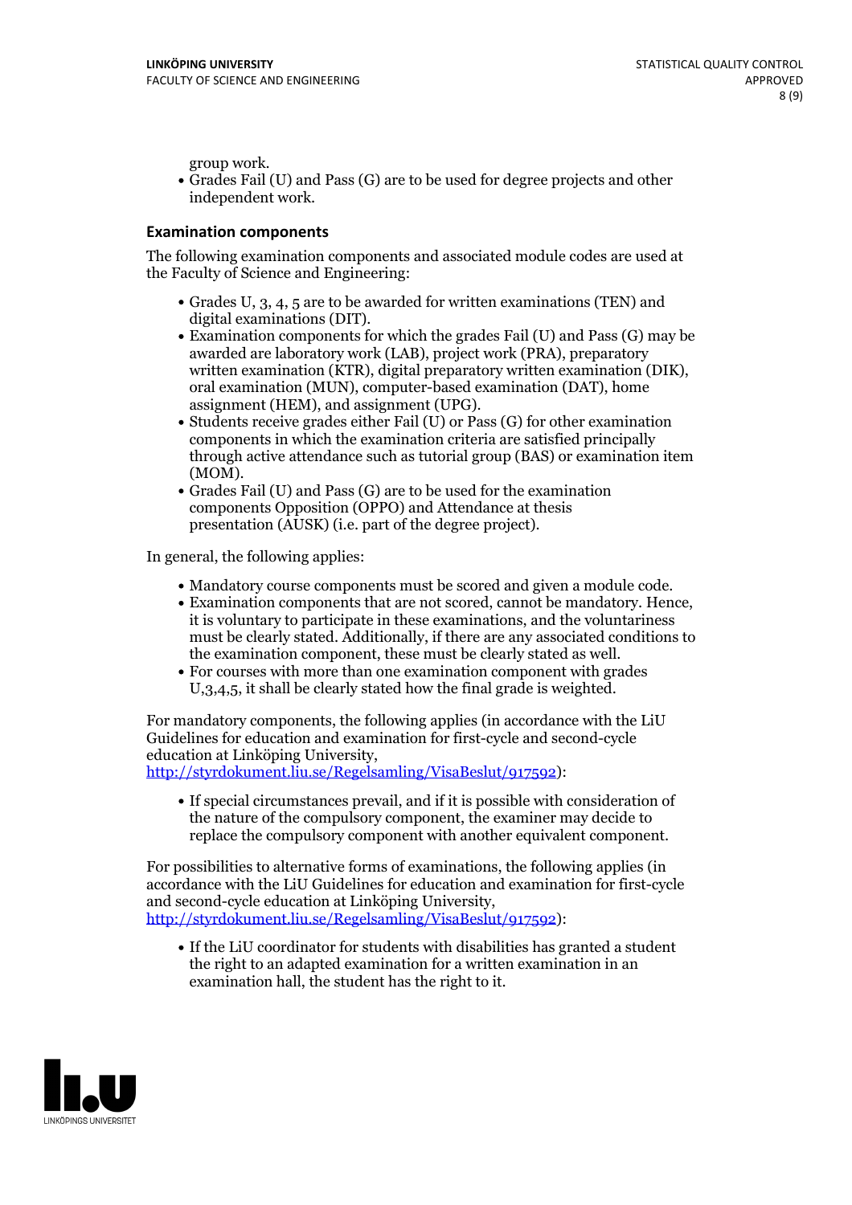group work.

- Grades Fail (U) and Pass (G) are to be used for degree projects and other independent work.

### Examination components

The following examination components and associated module codes are used at the Faculty of Science and Engineering:

- Grades U, 3, 4, 5 are to be awarded for written examinations (TEN) and digital examinations (DIT).
- Examination components for which the grades Fail (U) and Pass (G) may be awarded are laboratory work (LAB), project work (PRA), preparatory written examination (KTR), digital preparatory written examination (DIK), oral examination (MUN), computer-based examination (DAT), home assignment (HEM), and assignment (UPG).
- Students receive grades either Fail (U) or Pass (G) for other examination components in which the examination criteria are satisfied principally through active attendance such as tutorial group (BAS) or examination item (MOM).
- Grades Fail (U) and Pass (G) are to be used for the examination components Opposition (OPPO) and Attendance at thesis presentation (AUSK) (i.e. part of the degree project).

In general, the following applies:

- Mandatory course components must be scored and given a module code.
- Examination components that are not scored, cannot be mandatory. Hence, it is voluntary to participate in these examinations, and the voluntariness must be clearly stated. Additionally, if there are any associated conditions to the examination component, these must be clearly stated as well.
- For courses with more than one examination component with grades U,3,4,5, it shall be clearly stated how the final grade is weighted.

For mandatory components, the following applies (in accordance with the LiU Guidelines for education and examination for first-cycle and second-cycle education at Linköping University, http://styrdokument.liu.se/Regelsamling/VisaBeslut/917592):

- If special circumstances prevail, and if it is possible with consideration of the nature of the compulsory component, the examiner may decide to replace the compulsory component with another equivalent component.

For possibilities to alternative forms of examinations, the following applies (in accordance with the LiU Guidelines for education and examination for first-cycle and second-cycle education at Linköping University, http://styrdokument.liu.se/Regelsamling/VisaBeslut/917592):

- If the LiU coordinator for students with disabilities has granted a student the right to an adapted examination for a written examination in an examination hall, the student has the right to it.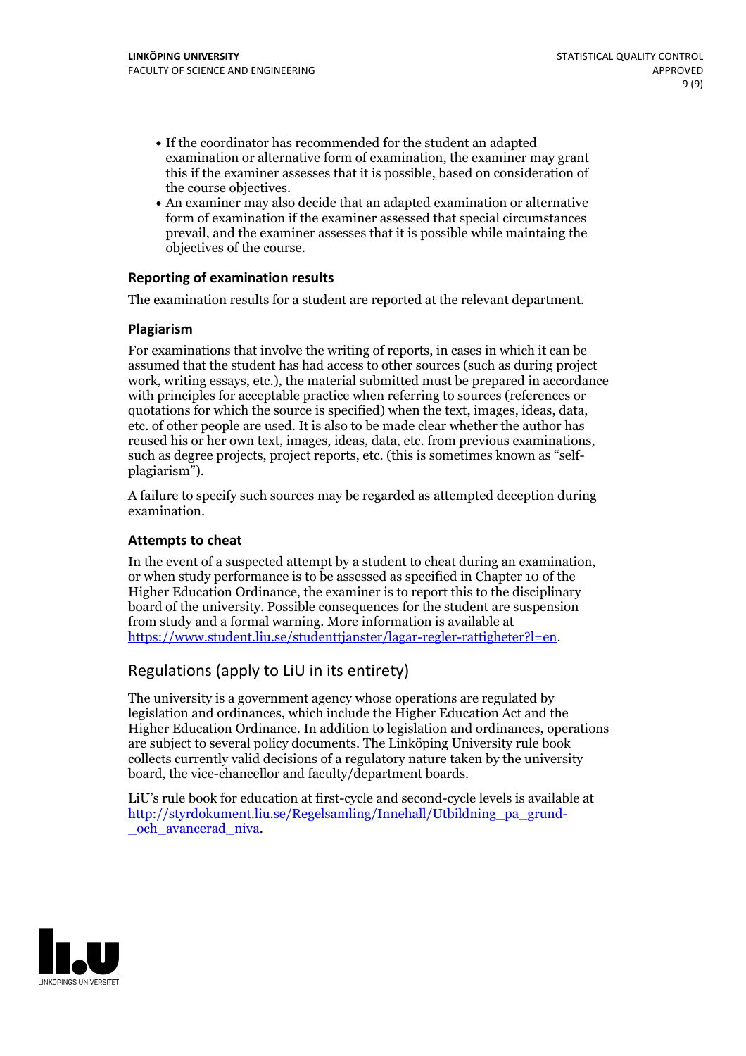- If the coordinator has recommended for the student an adapted examination or alternative form of examination, the examiner may grant this if the examiner assesses that it is possible, based on consideration of the course objectives.
- An examiner may also decide that an adapted examination or alternative form of examination if the examiner assessed that special circumstances prevail, and the examiner assesses that it is possible while maintaing the objectives of the course.

### Reporting of examination results

The examination results for a student are reported at the relevant department.

### Plagiarism

For examinations that involve the writing of reports, in cases in which it can be assumed that the student has had access to other sources (such as during project work, writing essays, etc.), the material submitted must be prepared in accordance with principles for acceptable practice when referring to sources (references or quotations for which the source is specified) when the text, images, ideas, data, etc. of other people are used. It is also to be made clear whether the author has reused his or her own text, images, ideas, data, etc. from previous examinations, such as degree projects, project reports, etc. (this is sometimes known as "self-plagiarism").

A failure to specify such sources may be regarded as attempted deception during examination.

### Attempts to cheat

In the event of a suspected attempt by a student to cheat during an examination, or when study performance is to be assessed as specified in Chapter 10 of the Higher Education Ordinance, the examiner is to report this to the disciplinary board of the university. Possible consequences for the student are suspension from study and a formal warning. More information is available at https://www.student.liu.se/studenttjanster/lagar-regler-rattigheter?l=en.

## Regulations (apply to LiU in its entirety)

The university is a government agency whose operations are regulated by legislation and ordinances, which include the Higher Education Act and the Higher Education Ordinance. In addition to legislation and ordinances, operations are subject to several policy documents. The Linköping University rule book collects currently valid decisions of a regulatory nature taken by the university board, the vice-chancellor and faculty/department boards.

LiU's rule book for education at first-cycle and second-cycle levels is available at http://styrdokument.liu.se/Regelsamling/Innehall/Utbildning_pa_grund-_och_avancerad_niva.